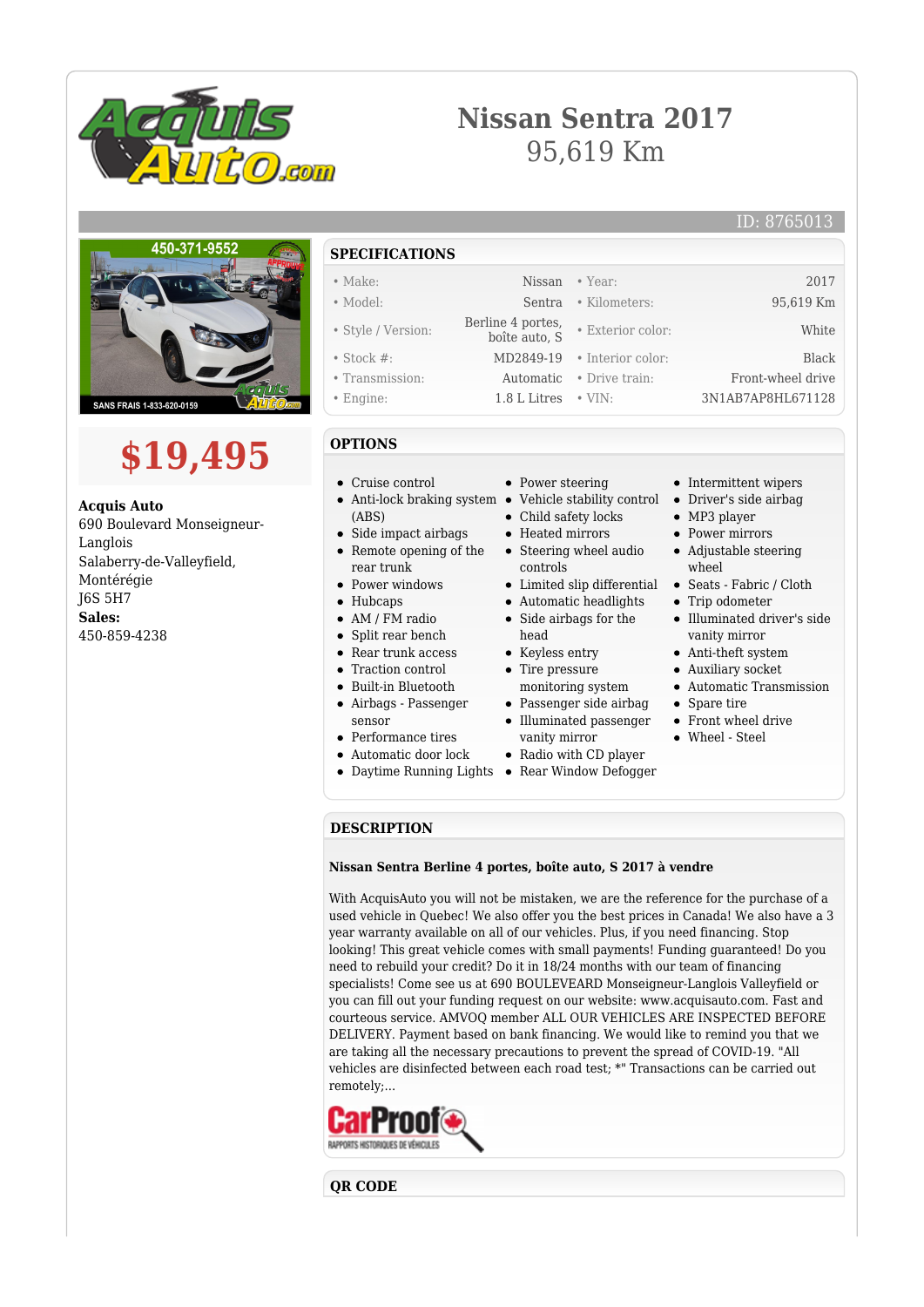# Nissan Sentra 2017

95,619 Km

ID: 8765013

# $19,495

**Acquis Auto**
690 Boulevard Monseigneur-Langlois
Salaberry-de-Valleyfield, Montérégie
J6S 5H7
**Sales:**
450-859-4238

## SPECIFICATIONS

| | | | |
|---|---|---|---|
| • Make: | Nissan | • Year: | 2017 |
| • Model: | Sentra | • Kilometers: | 95,619 Km |
| • Style / Version: | Berline 4 portes, boîte auto, S | • Exterior color: | White |
| • Stock #: | MD2849-19 | • Interior color: | Black |
| • Transmission: | Automatic | • Drive train: | Front-wheel drive |
| • Engine: | 1.8 L Litres | • VIN: | 3N1AB7AP8HL671128 |

## OPTIONS

- Cruise control
- Anti-lock braking system (ABS)
- Side impact airbags
- Remote opening of the rear trunk
- Power windows
- Hubcaps
- AM / FM radio
- Split rear bench
- Rear trunk access
- Traction control
- Built-in Bluetooth
- Airbags - Passenger sensor
- Performance tires
- Automatic door lock
- Daytime Running Lights
- Power steering
- Vehicle stability control
- Child safety locks
- Heated mirrors
- Steering wheel audio controls
- Limited slip differential
- Automatic headlights
- Side airbags for the head
- Keyless entry
- Tire pressure monitoring system
- Passenger side airbag
- Illuminated passenger vanity mirror
- Radio with CD player
- Rear Window Defogger
- Intermittent wipers
- Driver's side airbag
- MP3 player
- Power mirrors
- Adjustable steering wheel
- Seats - Fabric / Cloth
- Trip odometer
- Illuminated driver's side vanity mirror
- Anti-theft system
- Auxiliary socket
- Automatic Transmission
- Spare tire
- Front wheel drive
- Wheel - Steel

## DESCRIPTION

**Nissan Sentra Berline 4 portes, boîte auto, S 2017 à vendre**

With AcquisAuto you will not be mistaken, we are the reference for the purchase of a used vehicle in Quebec! We also offer you the best prices in Canada! We also have a 3 year warranty available on all of our vehicles. Plus, if you need financing. Stop looking! This great vehicle comes with small payments! Funding guaranteed! Do you need to rebuild your credit? Do it in 18/24 months with our team of financing specialists! Come see us at 690 BOULEVEARD Monseigneur-Langlois Valleyfield or you can fill out your funding request on our website: www.acquisauto.com. Fast and courteous service. AMVOQ member ALL OUR VEHICLES ARE INSPECTED BEFORE DELIVERY. Payment based on bank financing. We would like to remind you that we are taking all the necessary precautions to prevent the spread of COVID-19. "All vehicles are disinfected between each road test; *" Transactions can be carried out remotely;...

## QR CODE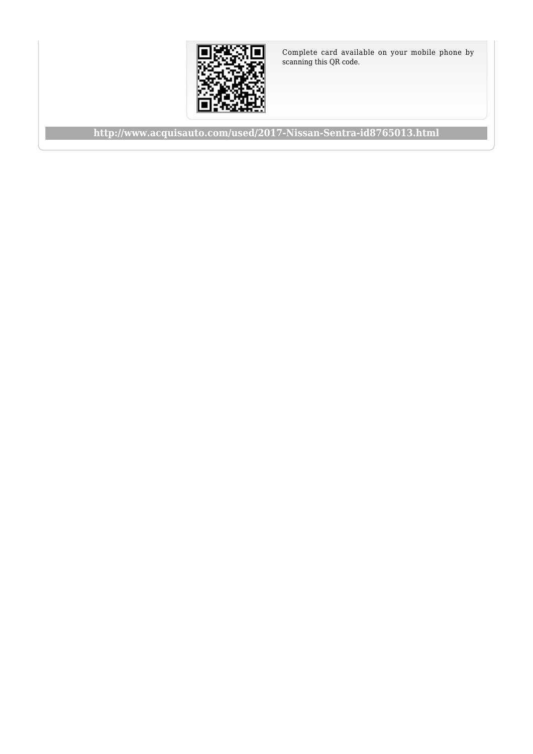Complete card available on your mobile phone by scanning this QR code.

**http://www.acquisauto.com/used/2017-Nissan-Sentra-id8765013.html**